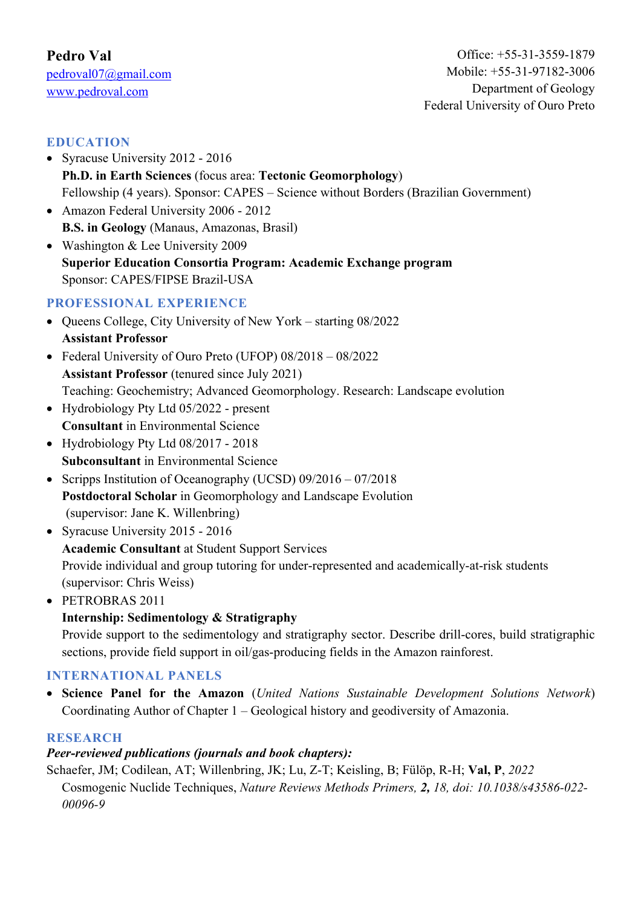**Pedro Val**
pedroval07@gmail.com
www.pedroval.com

Office: +55-31-3559-1879
Mobile: +55-31-97182-3006
Department of Geology
Federal University of Ouro Preto

## EDUCATION

- Syracuse University 2012 - 2016
  **Ph.D. in Earth Sciences** (focus area: **Tectonic Geomorphology**)
  Fellowship (4 years). Sponsor: CAPES – Science without Borders (Brazilian Government)
- Amazon Federal University 2006 - 2012
  **B.S. in Geology** (Manaus, Amazonas, Brasil)
- Washington & Lee University 2009
  **Superior Education Consortia Program: Academic Exchange program**
  Sponsor: CAPES/FIPSE Brazil-USA

## PROFESSIONAL EXPERIENCE

- Queens College, City University of New York – starting 08/2022
  **Assistant Professor**
- Federal University of Ouro Preto (UFOP) 08/2018 – 08/2022
  **Assistant Professor** (tenured since July 2021)
  Teaching: Geochemistry; Advanced Geomorphology. Research: Landscape evolution
- Hydrobiology Pty Ltd 05/2022 - present
  **Consultant** in Environmental Science
- Hydrobiology Pty Ltd 08/2017 - 2018
  **Subconsultant** in Environmental Science
- Scripps Institution of Oceanography (UCSD) 09/2016 – 07/2018
  **Postdoctoral Scholar** in Geomorphology and Landscape Evolution
  (supervisor: Jane K. Willenbring)
- Syracuse University 2015 - 2016
  **Academic Consultant** at Student Support Services
  Provide individual and group tutoring for under-represented and academically-at-risk students (supervisor: Chris Weiss)
- PETROBRAS 2011
  **Internship: Sedimentology & Stratigraphy**
  Provide support to the sedimentology and stratigraphy sector. Describe drill-cores, build stratigraphic sections, provide field support in oil/gas-producing fields in the Amazon rainforest.

## INTERNATIONAL PANELS

- **Science Panel for the Amazon** (*United Nations Sustainable Development Solutions Network*)
  Coordinating Author of Chapter 1 – Geological history and geodiversity of Amazonia.

## RESEARCH

***Peer-reviewed publications (journals and book chapters):***

Schaefer, JM; Codilean, AT; Willenbring, JK; Lu, Z-T; Keisling, B; Fülöp, R-H; **Val, P**, *2022* Cosmogenic Nuclide Techniques, *Nature Reviews Methods Primers,* ***2,*** *18, doi: 10.1038/s43586-022-00096-9*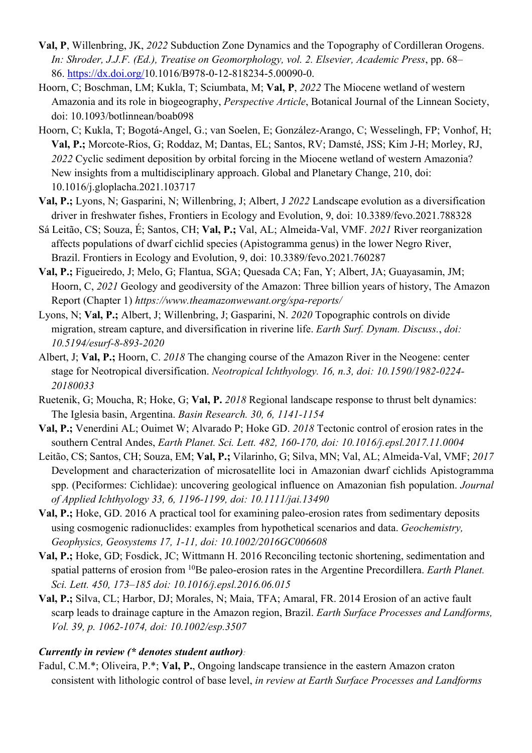**Val, P**, Willenbring, JK, *2022* Subduction Zone Dynamics and the Topography of Cordilleran Orogens. *In: Shroder, J.J.F. (Ed.), Treatise on Geomorphology, vol. 2. Elsevier, Academic Press*, pp. 68–86. https://dx.doi.org/10.1016/B978-0-12-818234-5.00090-0.

Hoorn, C; Boschman, LM; Kukla, T; Sciumbata, M; **Val, P**, *2022* The Miocene wetland of western Amazonia and its role in biogeography, *Perspective Article*, Botanical Journal of the Linnean Society, doi: 10.1093/botlinnean/boab098

Hoorn, C; Kukla, T; Bogotá-Angel, G.; van Soelen, E; González-Arango, C; Wesselingh, FP; Vonhof, H; **Val, P.;** Morcote-Rios, G; Roddaz, M; Dantas, EL; Santos, RV; Damsté, JSS; Kim J-H; Morley, RJ, *2022* Cyclic sediment deposition by orbital forcing in the Miocene wetland of western Amazonia? New insights from a multidisciplinary approach. Global and Planetary Change, 210, doi: 10.1016/j.gloplacha.2021.103717

**Val, P.;** Lyons, N; Gasparini, N; Willenbring, J; Albert, J *2022* Landscape evolution as a diversification driver in freshwater fishes, Frontiers in Ecology and Evolution, 9, doi: 10.3389/fevo.2021.788328

Sá Leitão, CS; Souza, É; Santos, CH; **Val, P.;** Val, AL; Almeida-Val, VMF. *2021* River reorganization affects populations of dwarf cichlid species (Apistogramma genus) in the lower Negro River, Brazil. Frontiers in Ecology and Evolution, 9, doi: 10.3389/fevo.2021.760287

**Val, P.;** Figueiredo, J; Melo, G; Flantua, SGA; Quesada CA; Fan, Y; Albert, JA; Guayasamin, JM; Hoorn, C, *2021* Geology and geodiversity of the Amazon: Three billion years of history, The Amazon Report (Chapter 1) *https://www.theamazonwewant.org/spa-reports/*

Lyons, N; **Val, P.;** Albert, J; Willenbring, J; Gasparini, N. *2020* Topographic controls on divide migration, stream capture, and diversification in riverine life. *Earth Surf. Dynam. Discuss.*, *doi: 10.5194/esurf-8-893-2020*

Albert, J; **Val, P.;** Hoorn, C. *2018* The changing course of the Amazon River in the Neogene: center stage for Neotropical diversification. *Neotropical Ichthyology. 16, n.3, doi: 10.1590/1982-0224-20180033*

Ruetenik, G; Moucha, R; Hoke, G; **Val, P.** *2018* Regional landscape response to thrust belt dynamics: The Iglesia basin, Argentina. *Basin Research. 30, 6, 1141-1154*

**Val, P.;** Venerdini AL; Ouimet W; Alvarado P; Hoke GD. *2018* Tectonic control of erosion rates in the southern Central Andes, *Earth Planet. Sci. Lett. 482, 160-170, doi: 10.1016/j.epsl.2017.11.0004*

Leitão, CS; Santos, CH; Souza, EM; **Val, P.;** Vilarinho, G; Silva, MN; Val, AL; Almeida-Val, VMF; *2017* Development and characterization of microsatellite loci in Amazonian dwarf cichlids Apistogramma spp. (Peciformes: Cichlidae): uncovering geological influence on Amazonian fish population. *Journal of Applied Ichthyology 33, 6, 1196-1199, doi: 10.1111/jai.13490*

**Val, P.;** Hoke, GD. 2016 A practical tool for examining paleo-erosion rates from sedimentary deposits using cosmogenic radionuclides: examples from hypothetical scenarios and data. *Geochemistry, Geophysics, Geosystems 17, 1-11, doi: 10.1002/2016GC006608*

**Val, P.;** Hoke, GD; Fosdick, JC; Wittmann H. 2016 Reconciling tectonic shortening, sedimentation and spatial patterns of erosion from $^{10}$Be paleo-erosion rates in the Argentine Precordillera. *Earth Planet. Sci. Lett. 450, 173–185 doi: 10.1016/j.epsl.2016.06.015*

**Val, P.;** Silva, CL; Harbor, DJ; Morales, N; Maia, TFA; Amaral, FR. 2014 Erosion of an active fault scarp leads to drainage capture in the Amazon region, Brazil. *Earth Surface Processes and Landforms, Vol. 39, p. 1062-1074, doi: 10.1002/esp.3507*

***Currently in review (* denotes student author)**:*

Fadul, C.M.*; Oliveira, P.*; **Val, P.**, Ongoing landscape transience in the eastern Amazon craton consistent with lithologic control of base level, *in review at Earth Surface Processes and Landforms*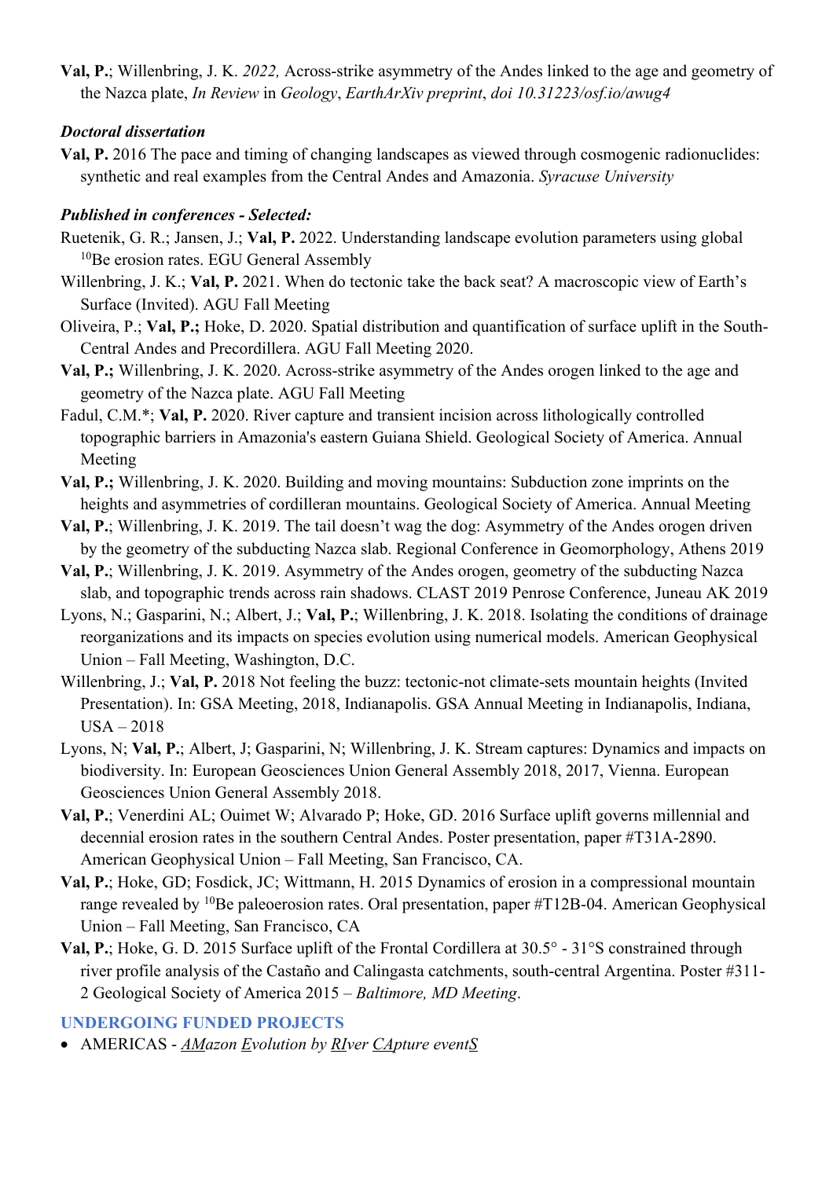**Val, P.**; Willenbring, J. K. *2022,* Across-strike asymmetry of the Andes linked to the age and geometry of the Nazca plate, *In Review* in *Geology*, *EarthArXiv preprint*, *doi 10.31223/osf.io/awug4*

### *Doctoral dissertation*

**Val, P.** 2016 The pace and timing of changing landscapes as viewed through cosmogenic radionuclides: synthetic and real examples from the Central Andes and Amazonia. *Syracuse University*

### *Published in conferences - Selected:*

Ruetenik, G. R.; Jansen, J.; **Val, P.** 2022. Understanding landscape evolution parameters using global $^{10}$Be erosion rates. EGU General Assembly

Willenbring, J. K.; **Val, P.** 2021. When do tectonic take the back seat? A macroscopic view of Earth's Surface (Invited). AGU Fall Meeting

Oliveira, P.; **Val, P.;** Hoke, D. 2020. Spatial distribution and quantification of surface uplift in the South-Central Andes and Precordillera. AGU Fall Meeting 2020.

**Val, P.;** Willenbring, J. K. 2020. Across-strike asymmetry of the Andes orogen linked to the age and geometry of the Nazca plate. AGU Fall Meeting

Fadul, C.M.*; **Val, P.** 2020. River capture and transient incision across lithologically controlled topographic barriers in Amazonia's eastern Guiana Shield. Geological Society of America. Annual Meeting

**Val, P.;** Willenbring, J. K. 2020. Building and moving mountains: Subduction zone imprints on the heights and asymmetries of cordilleran mountains. Geological Society of America. Annual Meeting

**Val, P.**; Willenbring, J. K. 2019. The tail doesn't wag the dog: Asymmetry of the Andes orogen driven by the geometry of the subducting Nazca slab. Regional Conference in Geomorphology, Athens 2019

**Val, P.**; Willenbring, J. K. 2019. Asymmetry of the Andes orogen, geometry of the subducting Nazca slab, and topographic trends across rain shadows. CLAST 2019 Penrose Conference, Juneau AK 2019

Lyons, N.; Gasparini, N.; Albert, J.; **Val, P.**; Willenbring, J. K. 2018. Isolating the conditions of drainage reorganizations and its impacts on species evolution using numerical models. American Geophysical Union – Fall Meeting, Washington, D.C.

Willenbring, J.; **Val, P.** 2018 Not feeling the buzz: tectonic-not climate-sets mountain heights (Invited Presentation). In: GSA Meeting, 2018, Indianapolis. GSA Annual Meeting in Indianapolis, Indiana, USA – 2018

Lyons, N; **Val, P.**; Albert, J; Gasparini, N; Willenbring, J. K. Stream captures: Dynamics and impacts on biodiversity. In: European Geosciences Union General Assembly 2018, 2017, Vienna. European Geosciences Union General Assembly 2018.

**Val, P.**; Venerdini AL; Ouimet W; Alvarado P; Hoke, GD. 2016 Surface uplift governs millennial and decennial erosion rates in the southern Central Andes. Poster presentation, paper #T31A-2890. American Geophysical Union – Fall Meeting, San Francisco, CA.

**Val, P.**; Hoke, GD; Fosdick, JC; Wittmann, H. 2015 Dynamics of erosion in a compressional mountain range revealed by $^{10}$Be paleoerosion rates. Oral presentation, paper #T12B-04. American Geophysical Union – Fall Meeting, San Francisco, CA

**Val, P.**; Hoke, G. D. 2015 Surface uplift of the Frontal Cordillera at 30.5° - 31°S constrained through river profile analysis of the Castaño and Calingasta catchments, south-central Argentina. Poster #311-2 Geological Society of America 2015 – *Baltimore, MD Meeting*.

## UNDERGOING FUNDED PROJECTS

- AMERICAS - *AMazon Evolution by RIver CApture eventS*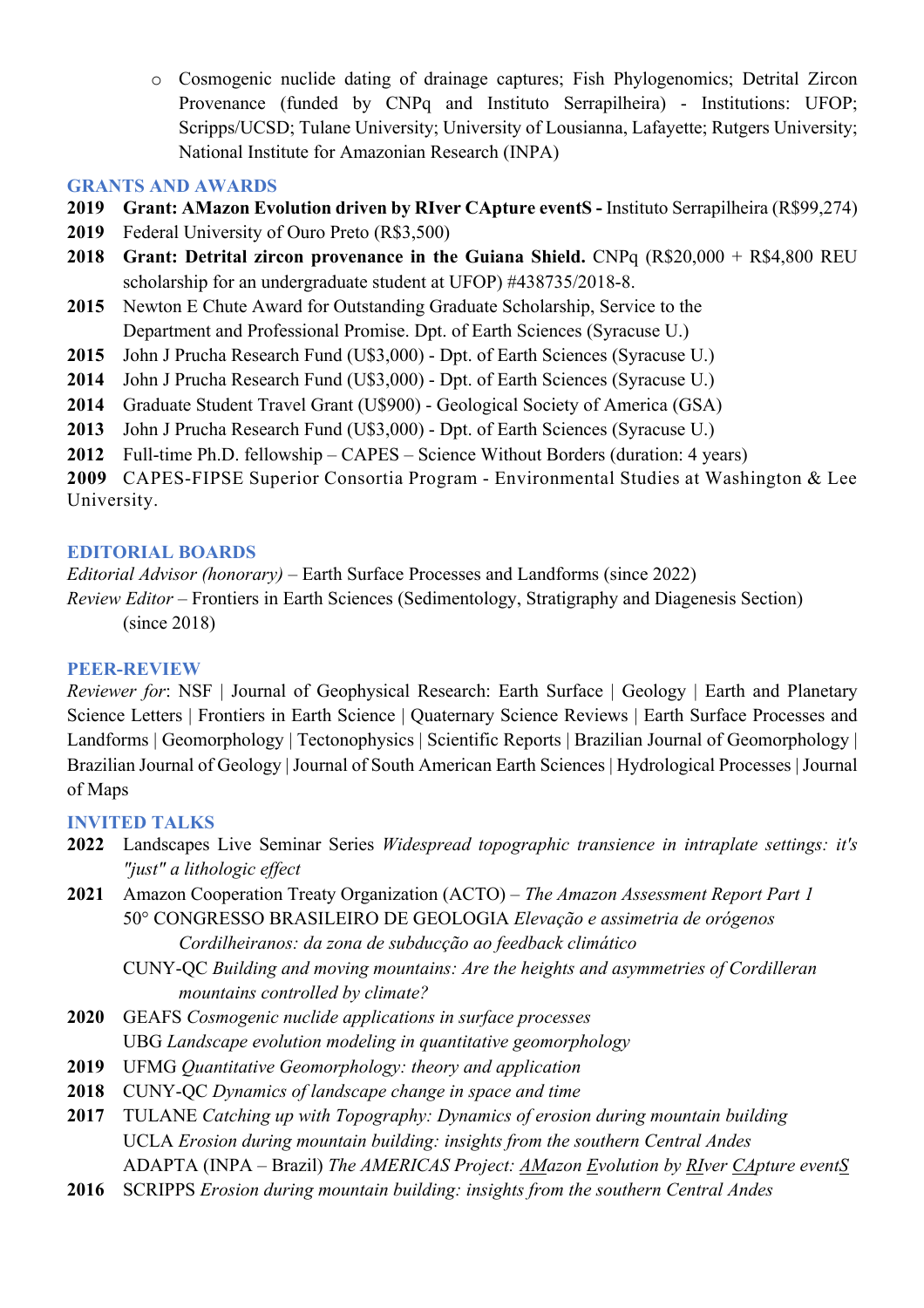- Cosmogenic nuclide dating of drainage captures; Fish Phylogenomics; Detrital Zircon Provenance (funded by CNPq and Instituto Serrapilheira) - Institutions: UFOP; Scripps/UCSD; Tulane University; University of Lousianna, Lafayette; Rutgers University; National Institute for Amazonian Research (INPA)

## GRANTS AND AWARDS

**2019** **Grant: AMazon Evolution driven by RIver CApture eventS -** Instituto Serrapilheira (R$99,274)
**2019** Federal University of Ouro Preto (R$3,500)
**2018** **Grant: Detrital zircon provenance in the Guiana Shield.** CNPq (R$20,000 + R$4,800 REU scholarship for an undergraduate student at UFOP) #438735/2018-8.
**2015** Newton E Chute Award for Outstanding Graduate Scholarship, Service to the Department and Professional Promise. Dpt. of Earth Sciences (Syracuse U.)
**2015** John J Prucha Research Fund (U$3,000) - Dpt. of Earth Sciences (Syracuse U.)
**2014** John J Prucha Research Fund (U$3,000) - Dpt. of Earth Sciences (Syracuse U.)
**2014** Graduate Student Travel Grant (U$900) - Geological Society of America (GSA)
**2013** John J Prucha Research Fund (U$3,000) - Dpt. of Earth Sciences (Syracuse U.)
**2012** Full-time Ph.D. fellowship – CAPES – Science Without Borders (duration: 4 years)
**2009** CAPES-FIPSE Superior Consortia Program - Environmental Studies at Washington & Lee University.

## EDITORIAL BOARDS

*Editorial Advisor (honorary)* – Earth Surface Processes and Landforms (since 2022)
*Review Editor* – Frontiers in Earth Sciences (Sedimentology, Stratigraphy and Diagenesis Section) (since 2018)

## PEER-REVIEW

*Reviewer for*: NSF | Journal of Geophysical Research: Earth Surface | Geology | Earth and Planetary Science Letters | Frontiers in Earth Science | Quaternary Science Reviews | Earth Surface Processes and Landforms | Geomorphology | Tectonophysics | Scientific Reports | Brazilian Journal of Geomorphology | Brazilian Journal of Geology | Journal of South American Earth Sciences | Hydrological Processes | Journal of Maps

## INVITED TALKS

**2022** Landscapes Live Seminar Series *Widespread topographic transience in intraplate settings: it's "just" a lithologic effect*
**2021** Amazon Cooperation Treaty Organization (ACTO) – *The Amazon Assessment Report Part 1*
50° CONGRESSO BRASILEIRO DE GEOLOGIA *Elevação e assimetria de orógenos Cordilheiranos: da zona de subducção ao feedback climático*
CUNY-QC *Building and moving mountains: Are the heights and asymmetries of Cordilleran mountains controlled by climate?*
**2020** GEAFS *Cosmogenic nuclide applications in surface processes*
UBG *Landscape evolution modeling in quantitative geomorphology*
**2019** UFMG *Quantitative Geomorphology: theory and application*
**2018** CUNY-QC *Dynamics of landscape change in space and time*
**2017** TULANE *Catching up with Topography: Dynamics of erosion during mountain building*
UCLA *Erosion during mountain building: insights from the southern Central Andes*
ADAPTA (INPA – Brazil) *The AMERICAS Project: AMazon Evolution by RIver CApture eventS*
**2016** SCRIPPS *Erosion during mountain building: insights from the southern Central Andes*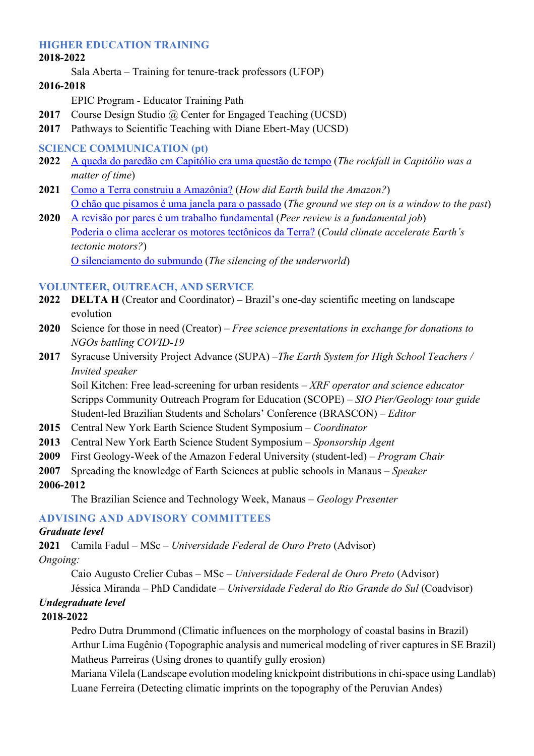## HIGHER EDUCATION TRAINING

**2018-2022**

Sala Aberta – Training for tenure-track professors (UFOP)

**2016-2018**

EPIC Program - Educator Training Path

**2017** Course Design Studio @ Center for Engaged Teaching (UCSD)

**2017** Pathways to Scientific Teaching with Diane Ebert-May (UCSD)

## SCIENCE COMMUNICATION (pt)

**2022** A queda do paredão em Capitólio era uma questão de tempo (*The rockfall in Capitólio was a matter of time*)

**2021** Como a Terra construiu a Amazônia? (*How did Earth build the Amazon?*)

O chão que pisamos é uma janela para o passado (*The ground we step on is a window to the past*)

**2020** A revisão por pares é um trabalho fundamental (*Peer review is a fundamental job*)

Poderia o clima acelerar os motores tectônicos da Terra? (*Could climate accelerate Earth's tectonic motors?*)

O silenciamento do submundo (*The silencing of the underworld*)

## VOLUNTEER, OUTREACH, AND SERVICE

**2022** **DELTA H** (Creator and Coordinator) **–** Brazil's one-day scientific meeting on landscape evolution

**2020** Science for those in need (Creator) – *Free science presentations in exchange for donations to NGOs battling COVID-19*

**2017** Syracuse University Project Advance (SUPA) –*The Earth System for High School Teachers / Invited speaker*

Soil Kitchen: Free lead-screening for urban residents – *XRF operator and science educator*

Scripps Community Outreach Program for Education (SCOPE) – *SIO Pier/Geology tour guide*

Student-led Brazilian Students and Scholars' Conference (BRASCON) – *Editor*

**2015** Central New York Earth Science Student Symposium – *Coordinator*

**2013** Central New York Earth Science Student Symposium – *Sponsorship Agent*

**2009** First Geology-Week of the Amazon Federal University (student-led) – *Program Chair*

**2007** Spreading the knowledge of Earth Sciences at public schools in Manaus – *Speaker*

**2006-2012**

The Brazilian Science and Technology Week, Manaus – *Geology Presenter*

## ADVISING AND ADVISORY COMMITTEES

***Graduate level***

**2021** Camila Fadul – MSc – *Universidade Federal de Ouro Preto* (Advisor)

*Ongoing:*

Caio Augusto Crelier Cubas – MSc – *Universidade Federal de Ouro Preto* (Advisor)

Jéssica Miranda – PhD Candidate – *Universidade Federal do Rio Grande do Sul* (Coadvisor)

***Undegraduate level***

**2018-2022**

Pedro Dutra Drummond (Climatic influences on the morphology of coastal basins in Brazil)

Arthur Lima Eugênio (Topographic analysis and numerical modeling of river captures in SE Brazil)

Matheus Parreiras (Using drones to quantify gully erosion)

Mariana Vilela (Landscape evolution modeling knickpoint distributions in chi-space using Landlab)

Luane Ferreira (Detecting climatic imprints on the topography of the Peruvian Andes)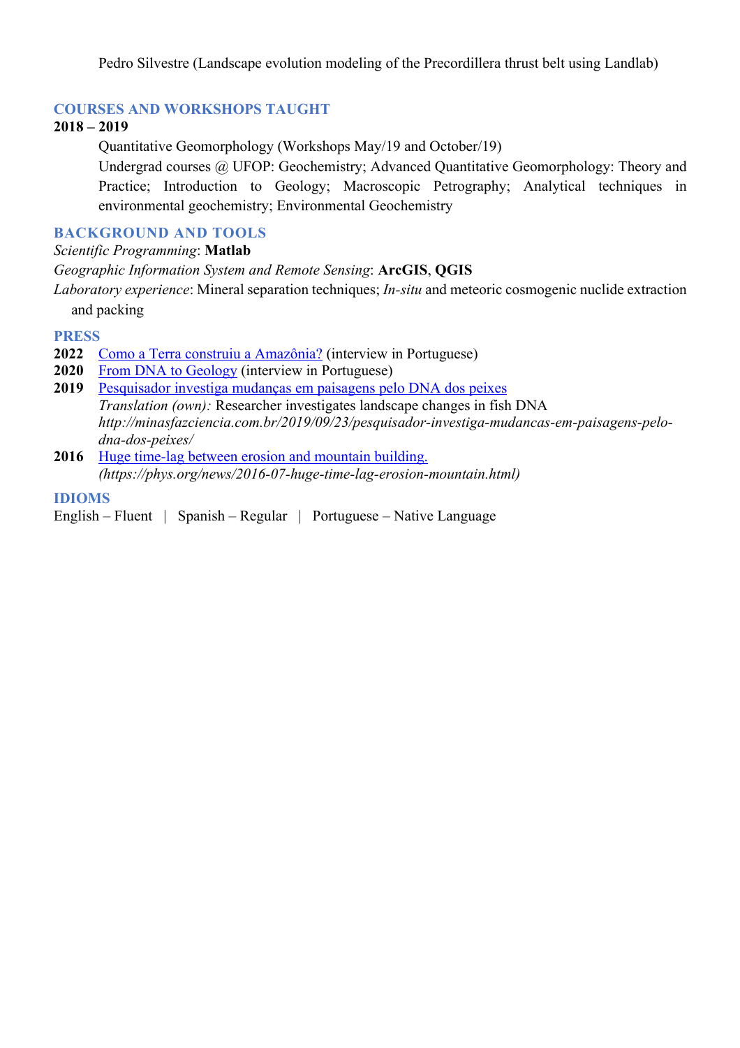Pedro Silvestre (Landscape evolution modeling of the Precordillera thrust belt using Landlab)

## COURSES AND WORKSHOPS TAUGHT

**2018 – 2019**

Quantitative Geomorphology (Workshops May/19 and October/19)

Undergrad courses @ UFOP: Geochemistry; Advanced Quantitative Geomorphology: Theory and Practice; Introduction to Geology; Macroscopic Petrography; Analytical techniques in environmental geochemistry; Environmental Geochemistry

## BACKGROUND AND TOOLS

*Scientific Programming*: **Matlab**

*Geographic Information System and Remote Sensing*: **ArcGIS**, **QGIS**

*Laboratory experience*: Mineral separation techniques; *In-situ* and meteoric cosmogenic nuclide extraction and packing

## PRESS

**2022** Como a Terra construiu a Amazônia? (interview in Portuguese)

**2020** From DNA to Geology (interview in Portuguese)

**2019** Pesquisador investiga mudanças em paisagens pelo DNA dos peixes
*Translation (own):* Researcher investigates landscape changes in fish DNA
*http://minasfazciencia.com.br/2019/09/23/pesquisador-investiga-mudancas-em-paisagens-pelo-dna-dos-peixes/*

**2016** Huge time-lag between erosion and mountain building.
*(https://phys.org/news/2016-07-huge-time-lag-erosion-mountain.html)*

## IDIOMS

English – Fluent | Spanish – Regular | Portuguese – Native Language